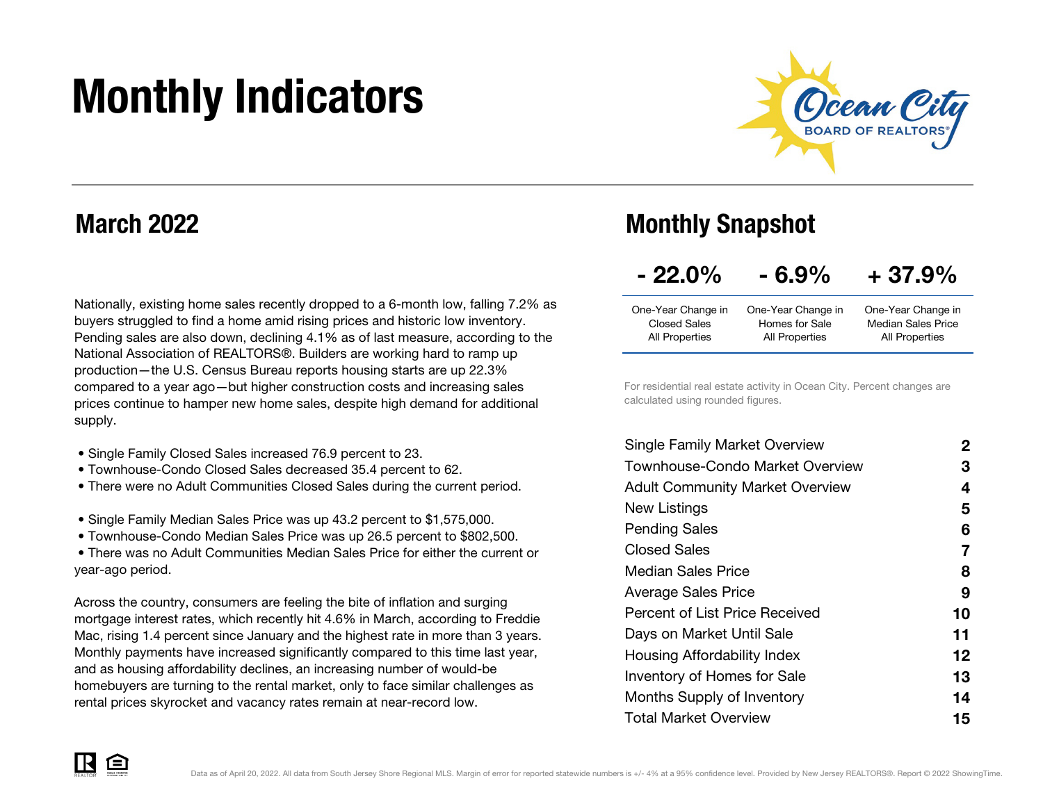# Monthly Indicators

Ocean City BOARD OF REALTORS®

## March 2022

Nationally, existing home sales recently dropped to a 6-month low, falling 7.2% as buyers struggled to find a home amid rising prices and historic low inventory. Pending sales are also down, declining 4.1% as of last measure, according to the National Association of REALTORS®. Builders are working hard to ramp up production—the U.S. Census Bureau reports housing starts are up 22.3% compared to a year ago—but higher construction costs and increasing sales prices continue to hamper new home sales, despite high demand for additional supply.

- Single Family Closed Sales increased 76.9 percent to 23.
- Townhouse-Condo Closed Sales decreased 35.4 percent to 62.
- There were no Adult Communities Closed Sales during the current period.

- Single Family Median Sales Price was up 43.2 percent to $1,575,000.
- Townhouse-Condo Median Sales Price was up 26.5 percent to $802,500.
- There was no Adult Communities Median Sales Price for either the current or year-ago period.

Across the country, consumers are feeling the bite of inflation and surging mortgage interest rates, which recently hit 4.6% in March, according to Freddie Mac, rising 1.4 percent since January and the highest rate in more than 3 years. Monthly payments have increased significantly compared to this time last year, and as housing affordability declines, an increasing number of would-be homebuyers are turning to the rental market, only to face similar challenges as rental prices skyrocket and vacancy rates remain at near-record low.

## Monthly Snapshot

| - 22.0% | - 6.9% | + 37.9% |
|---|---|---|
| One-Year Change in Closed Sales All Properties | One-Year Change in Homes for Sale All Properties | One-Year Change in Median Sales Price All Properties |

For residential real estate activity in Ocean City. Percent changes are calculated using rounded figures.

| | |
|---|---|
| Single Family Market Overview | 2 |
| Townhouse-Condo Market Overview | 3 |
| Adult Community Market Overview | 4 |
| New Listings | 5 |
| Pending Sales | 6 |
| Closed Sales | 7 |
| Median Sales Price | 8 |
| Average Sales Price | 9 |
| Percent of List Price Received | 10 |
| Days on Market Until Sale | 11 |
| Housing Affordability Index | 12 |
| Inventory of Homes for Sale | 13 |
| Months Supply of Inventory | 14 |
| Total Market Overview | 15 |

Data as of April 20, 2022. All data from South Jersey Shore Regional MLS. Margin of error for reported statewide numbers is +/- 4% at a 95% confidence level. Provided by New Jersey REALTORS®. Report © 2022 ShowingTime.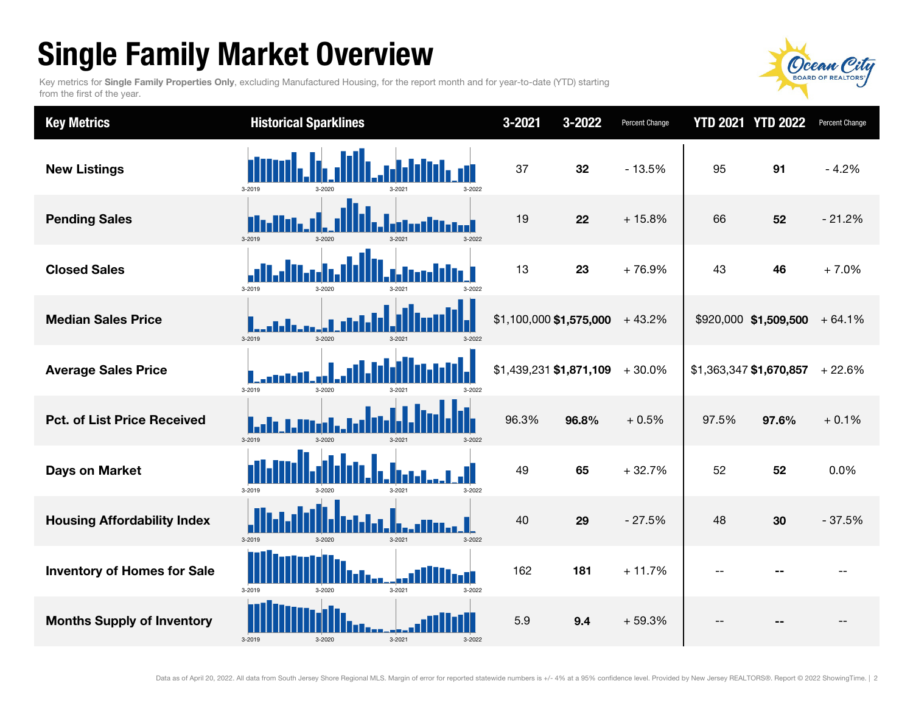# Single Family Market Overview

Key metrics for **Single Family Properties Only**, excluding Manufactured Housing, for the report month and for year-to-date (YTD) starting from the first of the year.

| Key Metrics | Historical Sparklines | 3-2021 | 3-2022 | Percent Change | YTD 2021 | YTD 2022 | Percent Change |
|---|---|---|---|---|---|---|---|
| New Listings | 3-2019 3-2020 3-2021 3-2022 | 37 | **32** | - 13.5% | 95 | **91** | - 4.2% |
| Pending Sales | 3-2019 3-2020 3-2021 3-2022 | 19 | **22** | + 15.8% | 66 | **52** | - 21.2% |
| Closed Sales | 3-2019 3-2020 3-2021 3-2022 | 13 | **23** | + 76.9% | 43 | **46** | + 7.0% |
| Median Sales Price | 3-2019 3-2020 3-2021 3-2022 | $1,100,000 | **$1,575,000** | + 43.2% | $920,000 | **$1,509,500** | + 64.1% |
| Average Sales Price | 3-2019 3-2020 3-2021 3-2022 | $1,439,231 | **$1,871,109** | + 30.0% | $1,363,347 | **$1,670,857** | + 22.6% |
| Pct. of List Price Received | 3-2019 3-2020 3-2021 3-2022 | 96.3% | **96.8%** | + 0.5% | 97.5% | **97.6%** | + 0.1% |
| Days on Market | 3-2019 3-2020 3-2021 3-2022 | 49 | **65** | + 32.7% | 52 | **52** | 0.0% |
| Housing Affordability Index | 3-2019 3-2020 3-2021 3-2022 | 40 | **29** | - 27.5% | 48 | **30** | - 37.5% |
| Inventory of Homes for Sale | 3-2019 3-2020 3-2021 3-2022 | 162 | **181** | + 11.7% | -- | **--** | -- |
| Months Supply of Inventory | 3-2019 3-2020 3-2021 3-2022 | 5.9 | **9.4** | + 59.3% | -- | **--** | -- |

Data as of April 20, 2022. All data from South Jersey Shore Regional MLS. Margin of error for reported statewide numbers is +/- 4% at a 95% confidence level. Provided by New Jersey REALTORS®. Report © 2022 ShowingTime.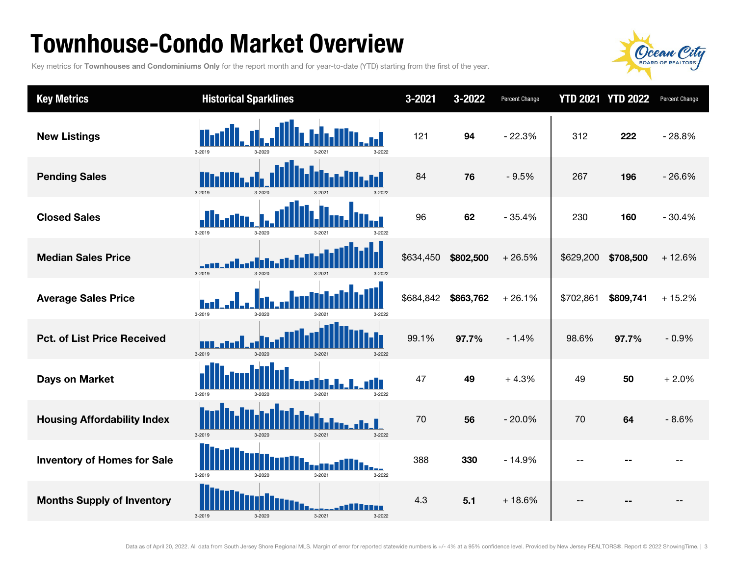# Townhouse-Condo Market Overview

Key metrics for **Townhouses and Condominiums Only** for the report month and for year-to-date (YTD) starting from the first of the year.

| Key Metrics | Historical Sparklines | 3-2021 | 3-2022 | Percent Change | YTD 2021 | YTD 2022 | Percent Change |
|---|---|---|---|---|---|---|---|
| **New Listings** | 3-2019 3-2020 3-2021 3-2022 | 121 | **94** | - 22.3% | 312 | **222** | - 28.8% |
| **Pending Sales** | 3-2019 3-2020 3-2021 3-2022 | 84 | **76** | - 9.5% | 267 | **196** | - 26.6% |
| **Closed Sales** | 3-2019 3-2020 3-2021 3-2022 | 96 | **62** | - 35.4% | 230 | **160** | - 30.4% |
| **Median Sales Price** | 3-2019 3-2020 3-2021 3-2022 | $634,450 | **$802,500** | + 26.5% | $629,200 | **$708,500** | + 12.6% |
| **Average Sales Price** | 3-2019 3-2020 3-2021 3-2022 | $684,842 | **$863,762** | + 26.1% | $702,861 | **$809,741** | + 15.2% |
| **Pct. of List Price Received** | 3-2019 3-2020 3-2021 3-2022 | 99.1% | **97.7%** | - 1.4% | 98.6% | **97.7%** | - 0.9% |
| **Days on Market** | 3-2019 3-2020 3-2021 3-2022 | 47 | **49** | + 4.3% | 49 | **50** | + 2.0% |
| **Housing Affordability Index** | 3-2019 3-2020 3-2021 3-2022 | 70 | **56** | - 20.0% | 70 | **64** | - 8.6% |
| **Inventory of Homes for Sale** | 3-2019 3-2020 3-2021 3-2022 | 388 | **330** | - 14.9% | -- | **--** | -- |
| **Months Supply of Inventory** | 3-2019 3-2020 3-2021 3-2022 | 4.3 | **5.1** | + 18.6% | -- | **--** | -- |

Data as of April 20, 2022. All data from South Jersey Shore Regional MLS. Margin of error for reported statewide numbers is +/- 4% at a 95% confidence level. Provided by New Jersey REALTORS®. Report © 2022 ShowingTime.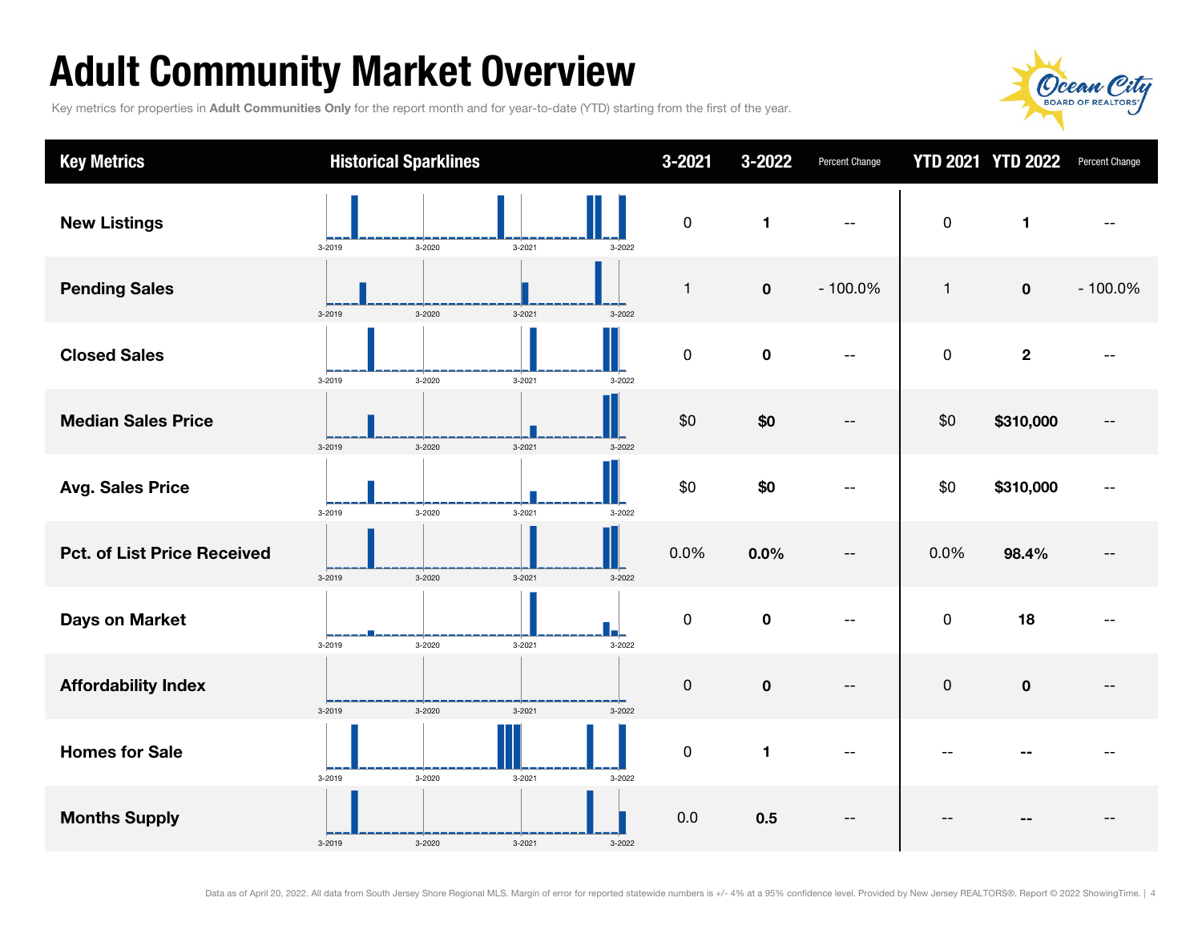# Adult Community Market Overview

Key metrics for properties in **Adult Communities Only** for the report month and for year-to-date (YTD) starting from the first of the year.

| Key Metrics | Historical Sparklines | 3-2021 | 3-2022 | Percent Change | YTD 2021 | YTD 2022 | Percent Change |
|---|---|---|---|---|---|---|---|
| **New Listings** | 3-2019 3-2020 3-2021 3-2022 | 0 | **1** | -- | 0 | **1** | -- |
| **Pending Sales** | 3-2019 3-2020 3-2021 3-2022 | 1 | **0** | - 100.0% | 1 | **0** | - 100.0% |
| **Closed Sales** | 3-2019 3-2020 3-2021 3-2022 | 0 | **0** | -- | 0 | **2** | -- |
| **Median Sales Price** | 3-2019 3-2020 3-2021 3-2022 | $0 | **$0** | -- | $0 | **$310,000** | -- |
| **Avg. Sales Price** | 3-2019 3-2020 3-2021 3-2022 | $0 | **$0** | -- | $0 | **$310,000** | -- |
| **Pct. of List Price Received** | 3-2019 3-2020 3-2021 3-2022 | 0.0% | **0.0%** | -- | 0.0% | **98.4%** | -- |
| **Days on Market** | 3-2019 3-2020 3-2021 3-2022 | 0 | **0** | -- | 0 | **18** | -- |
| **Affordability Index** | 3-2019 3-2020 3-2021 3-2022 | 0 | **0** | -- | 0 | **0** | -- |
| **Homes for Sale** | 3-2019 3-2020 3-2021 3-2022 | 0 | **1** | -- | -- | **--** | -- |
| **Months Supply** | 3-2019 3-2020 3-2021 3-2022 | 0.0 | **0.5** | -- | -- | **--** | -- |

Data as of April 20, 2022. All data from South Jersey Shore Regional MLS. Margin of error for reported statewide numbers is +/- 4% at a 95% confidence level. Provided by New Jersey REALTORS®. Report © 2022 ShowingTime.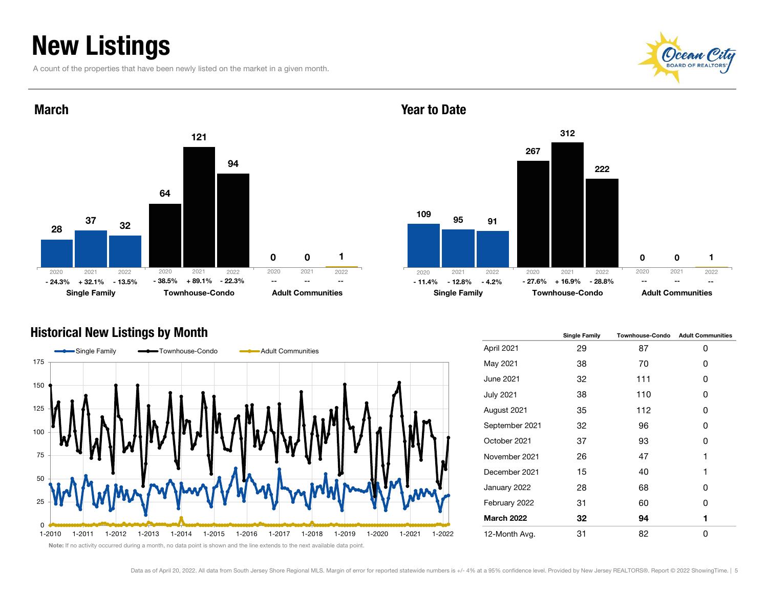# New Listings

A count of the properties that have been newly listed on the market in a given month.

## March

| | 2020 | 2021 | 2022 |
|---|---|---|---|
| Single Family | 28 | 37 | 32 |
| (change) | - 24.3% | + 32.1% | - 13.5% |
| Townhouse-Condo | 64 | 121 | 94 |
| (change) | - 38.5% | + 89.1% | - 22.3% |
| Adult Communities | 0 | 0 | 1 |
| (change) | -- | -- | -- |

## Year to Date

| | 2020 | 2021 | 2022 |
|---|---|---|---|
| Single Family | 109 | 95 | 91 |
| (change) | - 11.4% | - 12.8% | - 4.2% |
| Townhouse-Condo | 267 | 312 | 222 |
| (change) | - 27.6% | + 16.9% | - 28.8% |
| Adult Communities | 0 | 0 | 1 |
| (change) | -- | -- | -- |

## Historical New Listings by Month

**Note:** If no activity occurred during a month, no data point is shown and the line extends to the next available data point.

| | Single Family | Townhouse-Condo | Adult Communities |
|---|---|---|---|
| April 2021 | 29 | 87 | 0 |
| May 2021 | 38 | 70 | 0 |
| June 2021 | 32 | 111 | 0 |
| July 2021 | 38 | 110 | 0 |
| August 2021 | 35 | 112 | 0 |
| September 2021 | 32 | 96 | 0 |
| October 2021 | 37 | 93 | 0 |
| November 2021 | 26 | 47 | 1 |
| December 2021 | 15 | 40 | 1 |
| January 2022 | 28 | 68 | 0 |
| February 2022 | 31 | 60 | 0 |
| **March 2022** | **32** | **94** | **1** |
| 12-Month Avg. | 31 | 82 | 0 |

Data as of April 20, 2022. All data from South Jersey Shore Regional MLS. Margin of error for reported statewide numbers is +/- 4% at a 95% confidence level. Provided by New Jersey REALTORS®. Report © 2022 ShowingTime.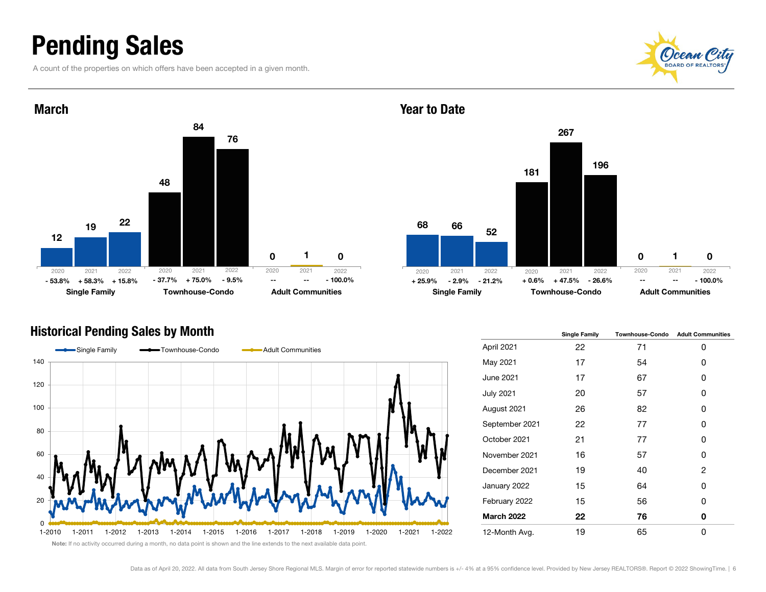# Pending Sales

A count of the properties on which offers have been accepted in a given month.

## March

| | 2020 | 2021 | 2022 |
|---|---|---|---|
| Single Family | 12 | 19 | 22 |
| % Change | - 53.8% | + 58.3% | + 15.8% |
| Townhouse-Condo | 48 | 84 | 76 |
| % Change | - 37.7% | + 75.0% | - 9.5% |
| Adult Communities | 0 | 1 | 0 |
| % Change | -- | -- | - 100.0% |

## Year to Date

| | 2020 | 2021 | 2022 |
|---|---|---|---|
| Single Family | 68 | 66 | 52 |
| % Change | + 25.9% | - 2.9% | - 21.2% |
| Townhouse-Condo | 181 | 267 | 196 |
| % Change | + 0.6% | + 47.5% | - 26.6% |
| Adult Communities | 0 | 1 | 0 |
| % Change | -- | -- | - 100.0% |

## Historical Pending Sales by Month

Note: If no activity occurred during a month, no data point is shown and the line extends to the next available data point.

| | Single Family | Townhouse-Condo | Adult Communities |
|---|---|---|---|
| April 2021 | 22 | 71 | 0 |
| May 2021 | 17 | 54 | 0 |
| June 2021 | 17 | 67 | 0 |
| July 2021 | 20 | 57 | 0 |
| August 2021 | 26 | 82 | 0 |
| September 2021 | 22 | 77 | 0 |
| October 2021 | 21 | 77 | 0 |
| November 2021 | 16 | 57 | 0 |
| December 2021 | 19 | 40 | 2 |
| January 2022 | 15 | 64 | 0 |
| February 2022 | 15 | 56 | 0 |
| **March 2022** | **22** | **76** | **0** |
| 12-Month Avg. | 19 | 65 | 0 |

Data as of April 20, 2022. All data from South Jersey Shore Regional MLS. Margin of error for reported statewide numbers is +/- 4% at a 95% confidence level. Provided by New Jersey REALTORS®. Report © 2022 ShowingTime.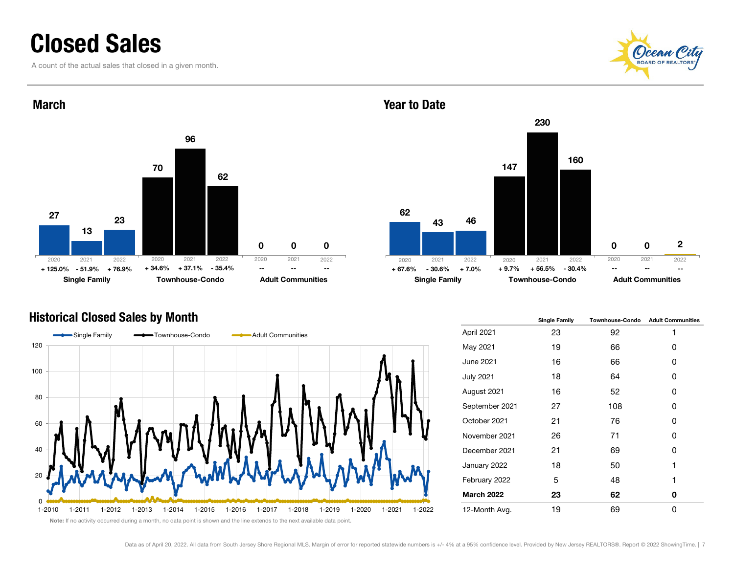# Closed Sales

A count of the actual sales that closed in a given month.

## March

| | 2020 | 2021 | 2022 |
|---|---|---|---|
| Single Family | 27 (+ 125.0%) | 13 (- 51.9%) | 23 (+ 76.9%) |
| Townhouse-Condo | 70 (+ 34.6%) | 96 (+ 37.1%) | 62 (- 35.4%) |
| Adult Communities | 0 (--) | 0 (--) | 0 (--) |

## Year to Date

| | 2020 | 2021 | 2022 |
|---|---|---|---|
| Single Family | 62 (+ 67.6%) | 43 (- 30.6%) | 46 (+ 7.0%) |
| Townhouse-Condo | 147 (+ 9.7%) | 230 (+ 56.5%) | 160 (- 30.4%) |
| Adult Communities | 0 (--) | 0 (--) | 2 (--) |

## Historical Closed Sales by Month

Single Family | Townhouse-Condo | Adult Communities

Note: If no activity occurred during a month, no data point is shown and the line extends to the next available data point.

| | Single Family | Townhouse-Condo | Adult Communities |
|---|---|---|---|
| April 2021 | 23 | 92 | 1 |
| May 2021 | 19 | 66 | 0 |
| June 2021 | 16 | 66 | 0 |
| July 2021 | 18 | 64 | 0 |
| August 2021 | 16 | 52 | 0 |
| September 2021 | 27 | 108 | 0 |
| October 2021 | 21 | 76 | 0 |
| November 2021 | 26 | 71 | 0 |
| December 2021 | 21 | 69 | 0 |
| January 2022 | 18 | 50 | 1 |
| February 2022 | 5 | 48 | 1 |
| **March 2022** | **23** | **62** | **0** |
| 12-Month Avg. | 19 | 69 | 0 |

Data as of April 20, 2022. All data from South Jersey Shore Regional MLS. Margin of error for reported statewide numbers is +/- 4% at a 95% confidence level. Provided by New Jersey REALTORS®. Report © 2022 ShowingTime.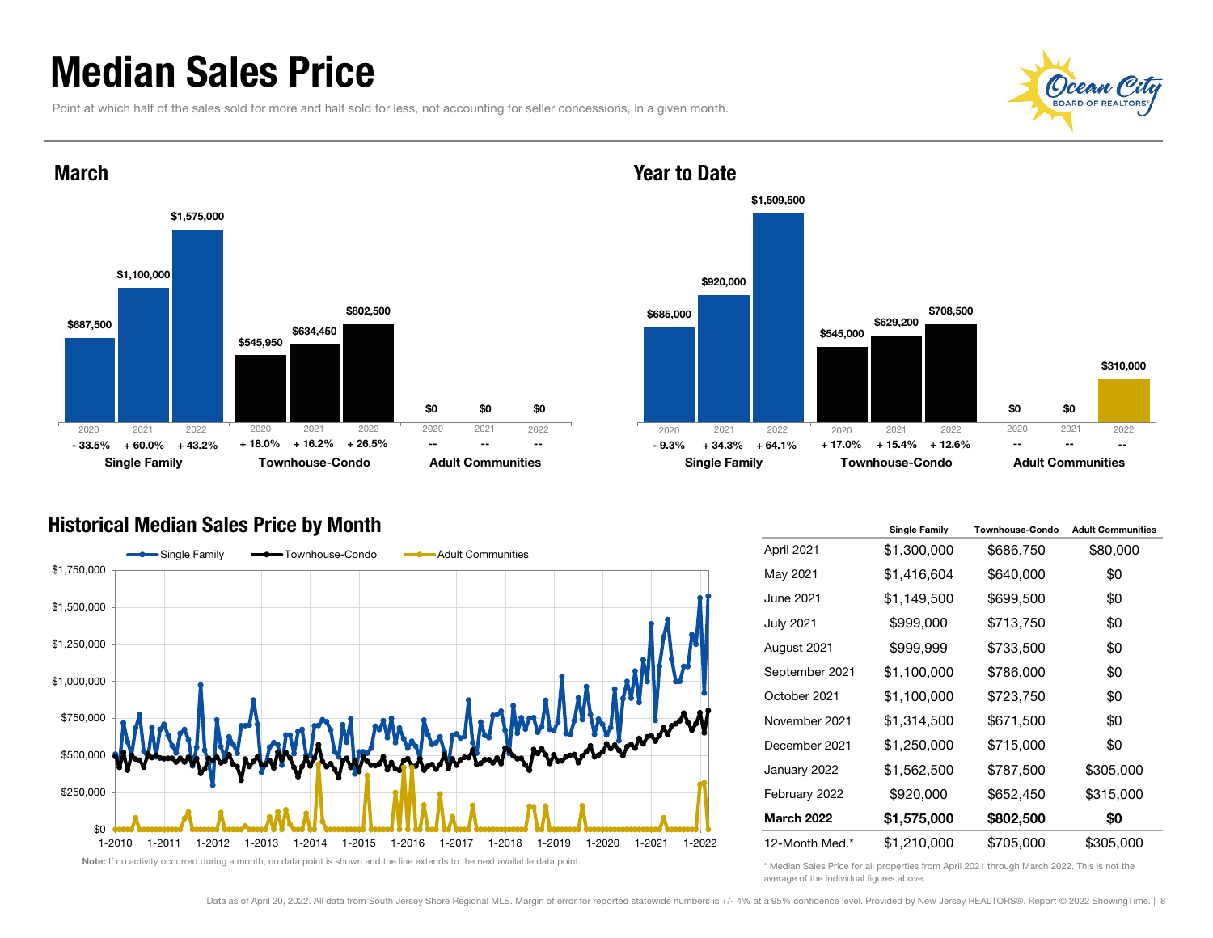# Median Sales Price

Point at which half of the sales sold for more and half sold for less, not accounting for seller concessions, in a given month.

## March

| | 2020 | 2021 | 2022 |
|---|---|---|---|
| Single Family | $687,500 | $1,100,000 | $1,575,000 |
| | - 33.5% | + 60.0% | + 43.2% |
| Townhouse-Condo | $545,950 | $634,450 | $802,500 |
| | + 18.0% | + 16.2% | + 26.5% |
| Adult Communities | $0 | $0 | $0 |
| | -- | -- | -- |

## Year to Date

| | 2020 | 2021 | 2022 |
|---|---|---|---|
| Single Family | $685,000 | $920,000 | $1,509,500 |
| | - 9.3% | + 34.3% | + 64.1% |
| Townhouse-Condo | $545,000 | $629,200 | $708,500 |
| | + 17.0% | + 15.4% | + 12.6% |
| Adult Communities | $0 | $0 | $310,000 |
| | -- | -- | -- |

## Historical Median Sales Price by Month

Note: If no activity occurred during a month, no data point is shown and the line extends to the next available data point.

| | Single Family | Townhouse-Condo | Adult Communities |
|---|---|---|---|
| April 2021 | $1,300,000 | $686,750 | $80,000 |
| May 2021 | $1,416,604 | $640,000 | $0 |
| June 2021 | $1,149,500 | $699,500 | $0 |
| July 2021 | $999,000 | $713,750 | $0 |
| August 2021 | $999,999 | $733,500 | $0 |
| September 2021 | $1,100,000 | $786,000 | $0 |
| October 2021 | $1,100,000 | $723,750 | $0 |
| November 2021 | $1,314,500 | $671,500 | $0 |
| December 2021 | $1,250,000 | $715,000 | $0 |
| January 2022 | $1,562,500 | $787,500 | $305,000 |
| February 2022 | $920,000 | $652,450 | $315,000 |
| **March 2022** | **$1,575,000** | **$802,500** | **$0** |
| 12-Month Med.* | $1,210,000 | $705,000 | $305,000 |

\* Median Sales Price for all properties from April 2021 through March 2022. This is not the average of the individual figures above.

Data as of April 20, 2022. All data from South Jersey Shore Regional MLS. Margin of error for reported statewide numbers is +/- 4% at a 95% confidence level. Provided by New Jersey REALTORS®. Report © 2022 ShowingTime.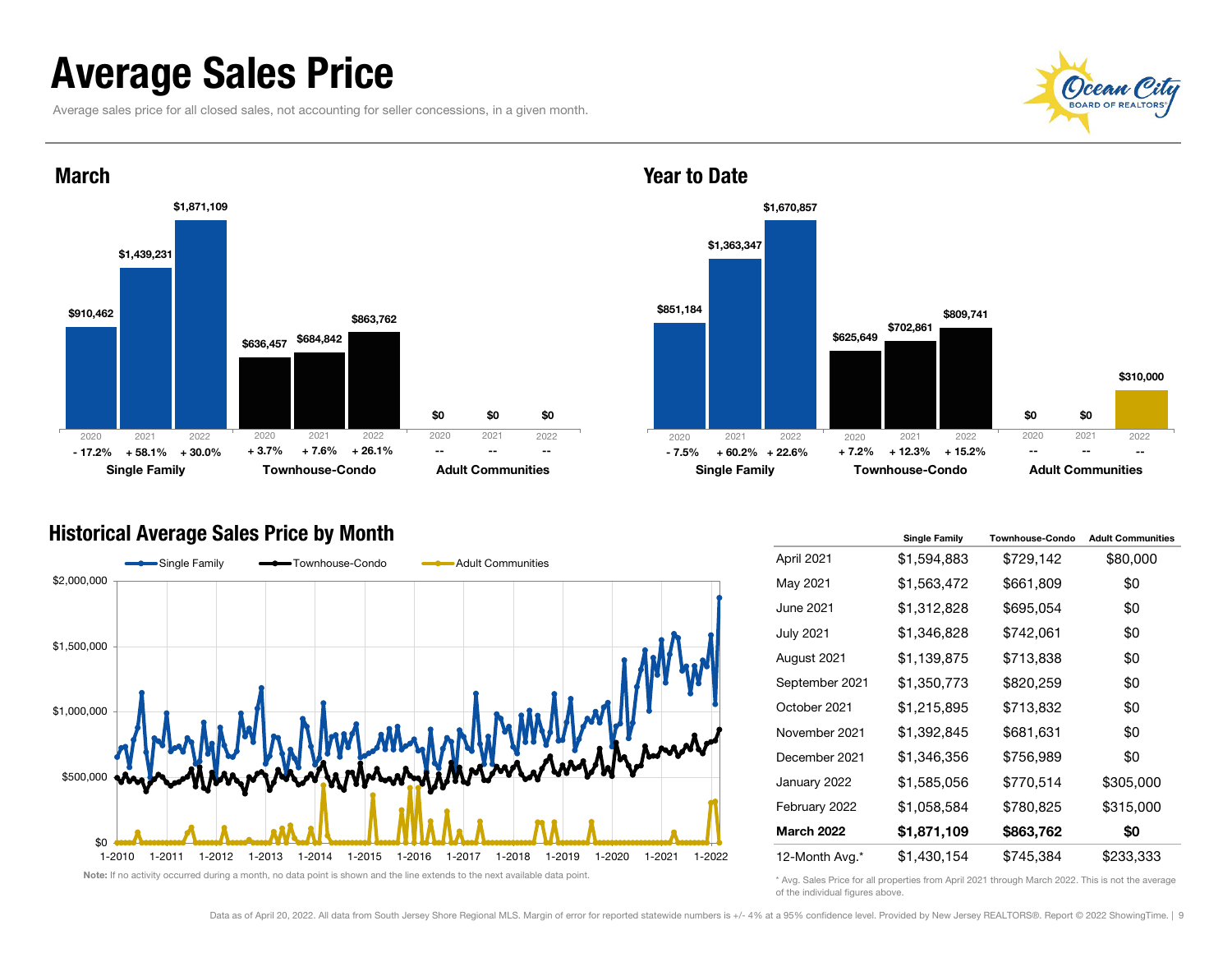# Average Sales Price

Average sales price for all closed sales, not accounting for seller concessions, in a given month.

## March

| | 2020 | 2021 | 2022 |
|---|---|---|---|
| Single Family | $910,462 (- 17.2%) | $1,439,231 (+ 58.1%) | $1,871,109 (+ 30.0%) |
| Townhouse-Condo | $636,457 (+ 3.7%) | $684,842 (+ 7.6%) | $863,762 (+ 26.1%) |
| Adult Communities | $0 (--) | $0 (--) | $0 (--) |

## Year to Date

| | 2020 | 2021 | 2022 |
|---|---|---|---|
| Single Family | $851,184 (- 7.5%) | $1,363,347 (+ 60.2%) | $1,670,857 (+ 22.6%) |
| Townhouse-Condo | $625,649 (+ 7.2%) | $702,861 (+ 12.3%) | $809,741 (+ 15.2%) |
| Adult Communities | $0 (--) | $0 (--) | $310,000 (--) |

## Historical Average Sales Price by Month

**Note:** If no activity occurred during a month, no data point is shown and the line extends to the next available data point.

| | Single Family | Townhouse-Condo | Adult Communities |
|---|---|---|---|
| April 2021 | $1,594,883 | $729,142 | $80,000 |
| May 2021 | $1,563,472 | $661,809 | $0 |
| June 2021 | $1,312,828 | $695,054 | $0 |
| July 2021 | $1,346,828 | $742,061 | $0 |
| August 2021 | $1,139,875 | $713,838 | $0 |
| September 2021 | $1,350,773 | $820,259 | $0 |
| October 2021 | $1,215,895 | $713,832 | $0 |
| November 2021 | $1,392,845 | $681,631 | $0 |
| December 2021 | $1,346,356 | $756,989 | $0 |
| January 2022 | $1,585,056 | $770,514 | $305,000 |
| February 2022 | $1,058,584 | $780,825 | $315,000 |
| **March 2022** | **$1,871,109** | **$863,762** | **$0** |
| 12-Month Avg.* | $1,430,154 | $745,384 | $233,333 |

\* Avg. Sales Price for all properties from April 2021 through March 2022. This is not the average of the individual figures above.

Data as of April 20, 2022. All data from South Jersey Shore Regional MLS. Margin of error for reported statewide numbers is +/- 4% at a 95% confidence level. Provided by New Jersey REALTORS®. Report © 2022 ShowingTime.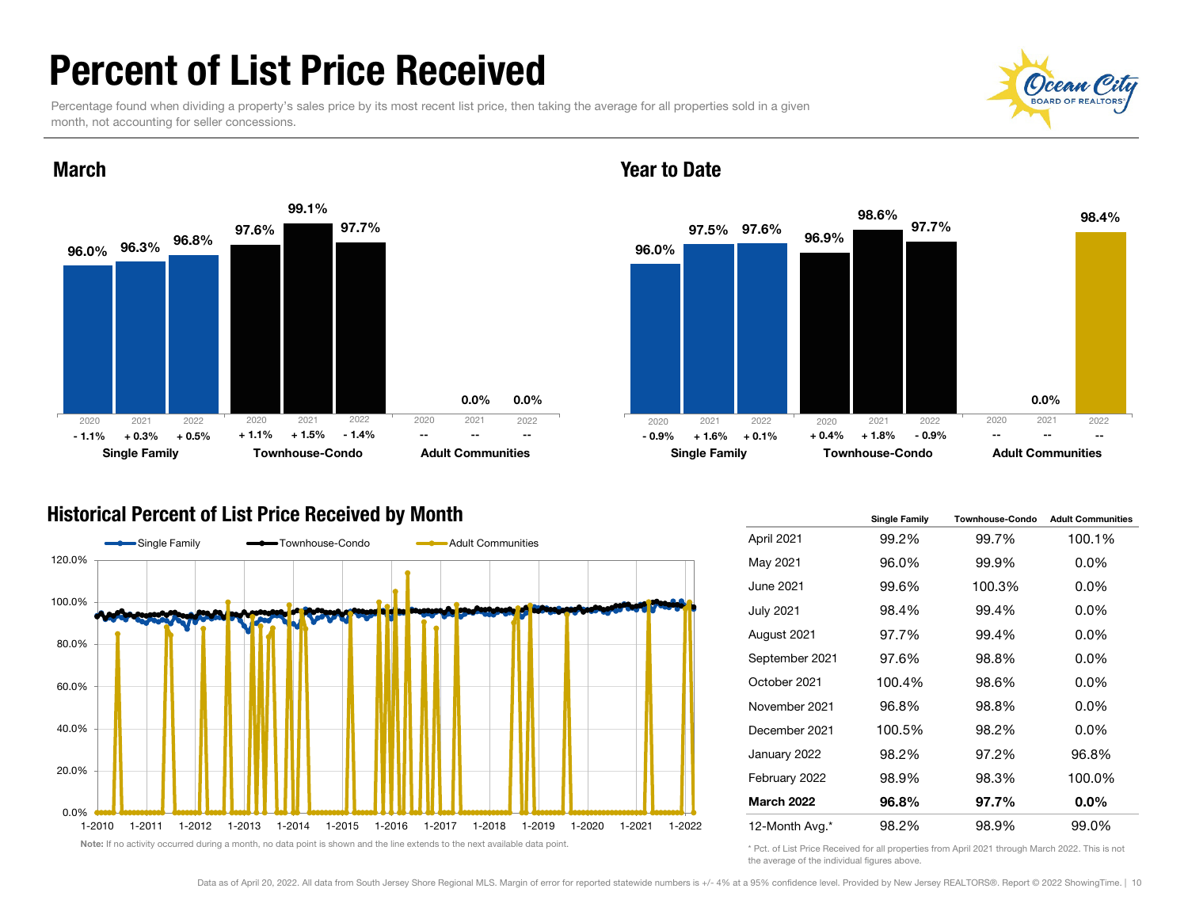# Percent of List Price Received

Percentage found when dividing a property's sales price by its most recent list price, then taking the average for all properties sold in a given month, not accounting for seller concessions.

## March

| | 2020 | 2021 | 2022 |
|---|---|---|---|
| Single Family | 96.0% (- 1.1%) | 96.3% (+ 0.3%) | 96.8% (+ 0.5%) |
| Townhouse-Condo | 97.6% (+ 1.1%) | 99.1% (+ 1.5%) | 97.7% (- 1.4%) |
| Adult Communities | -- | 0.0% (--) | 0.0% (--) |

## Year to Date

| | 2020 | 2021 | 2022 |
|---|---|---|---|
| Single Family | 96.0% (- 0.9%) | 97.5% (+ 1.6%) | 97.6% (+ 0.1%) |
| Townhouse-Condo | 96.9% (+ 0.4%) | 98.6% (+ 1.8%) | 97.7% (- 0.9%) |
| Adult Communities | -- | 0.0% (--) | 98.4% (--) |

## Historical Percent of List Price Received by Month

Note: If no activity occurred during a month, no data point is shown and the line extends to the next available data point.

| | Single Family | Townhouse-Condo | Adult Communities |
|---|---|---|---|
| April 2021 | 99.2% | 99.7% | 100.1% |
| May 2021 | 96.0% | 99.9% | 0.0% |
| June 2021 | 99.6% | 100.3% | 0.0% |
| July 2021 | 98.4% | 99.4% | 0.0% |
| August 2021 | 97.7% | 99.4% | 0.0% |
| September 2021 | 97.6% | 98.8% | 0.0% |
| October 2021 | 100.4% | 98.6% | 0.0% |
| November 2021 | 96.8% | 98.8% | 0.0% |
| December 2021 | 100.5% | 98.2% | 0.0% |
| January 2022 | 98.2% | 97.2% | 96.8% |
| February 2022 | 98.9% | 98.3% | 100.0% |
| **March 2022** | **96.8%** | **97.7%** | **0.0%** |
| 12-Month Avg.* | 98.2% | 98.9% | 99.0% |

\* Pct. of List Price Received for all properties from April 2021 through March 2022. This is not the average of the individual figures above.

Data as of April 20, 2022. All data from South Jersey Shore Regional MLS. Margin of error for reported statewide numbers is +/- 4% at a 95% confidence level. Provided by New Jersey REALTORS®. Report © 2022 ShowingTime.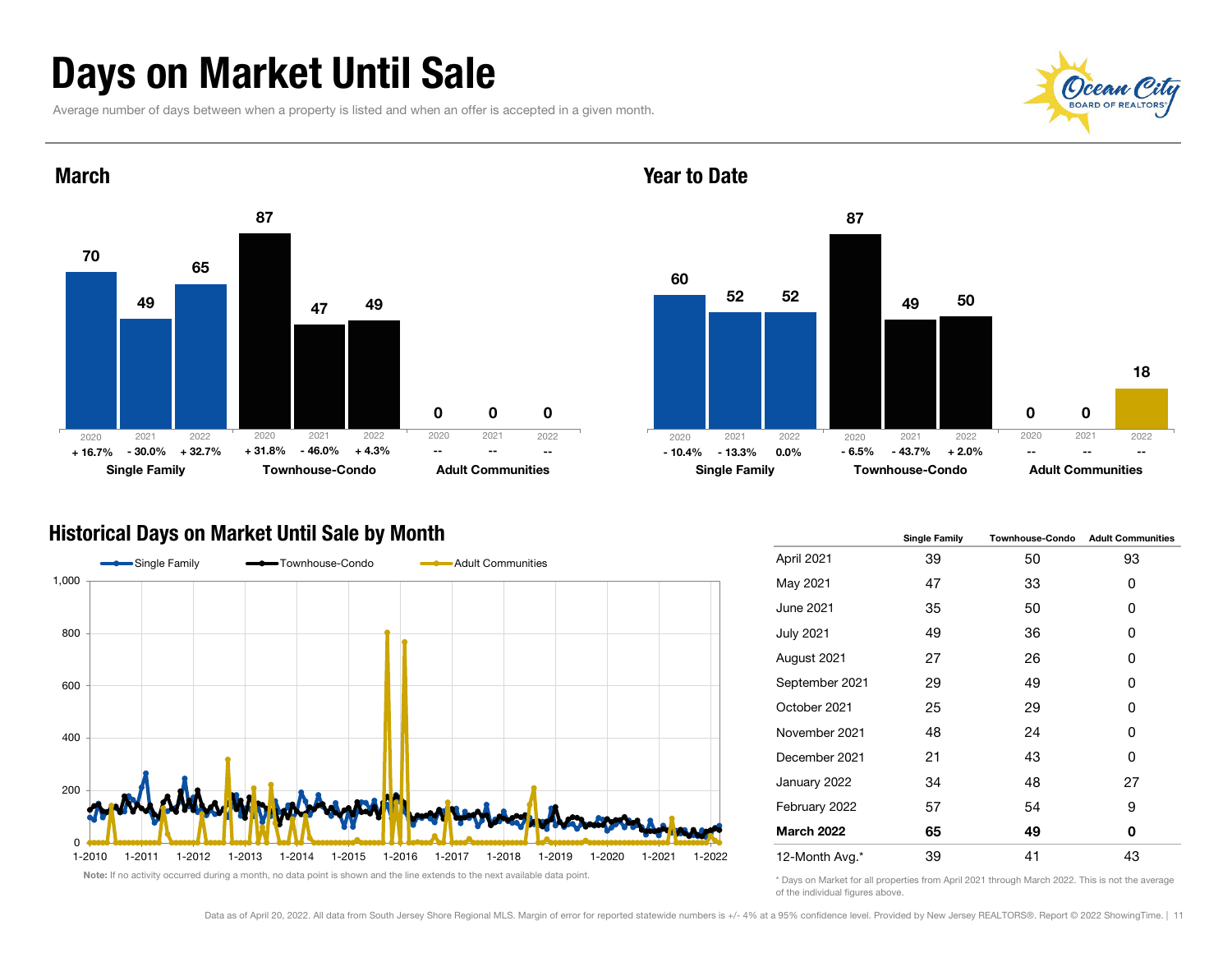# Days on Market Until Sale

Average number of days between when a property is listed and when an offer is accepted in a given month.

## March

| | 2020 | 2021 | 2022 |
|---|---|---|---|
| Single Family | 70 | 49 | 65 |
| Change | + 16.7% | - 30.0% | + 32.7% |
| Townhouse-Condo | 87 | 47 | 49 |
| Change | + 31.8% | - 46.0% | + 4.3% |
| Adult Communities | 0 | 0 | 0 |
| Change | -- | -- | -- |

## Year to Date

| | 2020 | 2021 | 2022 |
|---|---|---|---|
| Single Family | 60 | 52 | 52 |
| Change | - 10.4% | - 13.3% | 0.0% |
| Townhouse-Condo | 87 | 49 | 50 |
| Change | - 6.5% | - 43.7% | + 2.0% |
| Adult Communities | 0 | 0 | 18 |
| Change | -- | -- | -- |

## Historical Days on Market Until Sale by Month

Note: If no activity occurred during a month, no data point is shown and the line extends to the next available data point.

| | Single Family | Townhouse-Condo | Adult Communities |
|---|---|---|---|
| April 2021 | 39 | 50 | 93 |
| May 2021 | 47 | 33 | 0 |
| June 2021 | 35 | 50 | 0 |
| July 2021 | 49 | 36 | 0 |
| August 2021 | 27 | 26 | 0 |
| September 2021 | 29 | 49 | 0 |
| October 2021 | 25 | 29 | 0 |
| November 2021 | 48 | 24 | 0 |
| December 2021 | 21 | 43 | 0 |
| January 2022 | 34 | 48 | 27 |
| February 2022 | 57 | 54 | 9 |
| **March 2022** | **65** | **49** | **0** |
| 12-Month Avg.* | 39 | 41 | 43 |

\* Days on Market for all properties from April 2021 through March 2022. This is not the average of the individual figures above.

Data as of April 20, 2022. All data from South Jersey Shore Regional MLS. Margin of error for reported statewide numbers is +/- 4% at a 95% confidence level. Provided by New Jersey REALTORS®. Report © 2022 ShowingTime.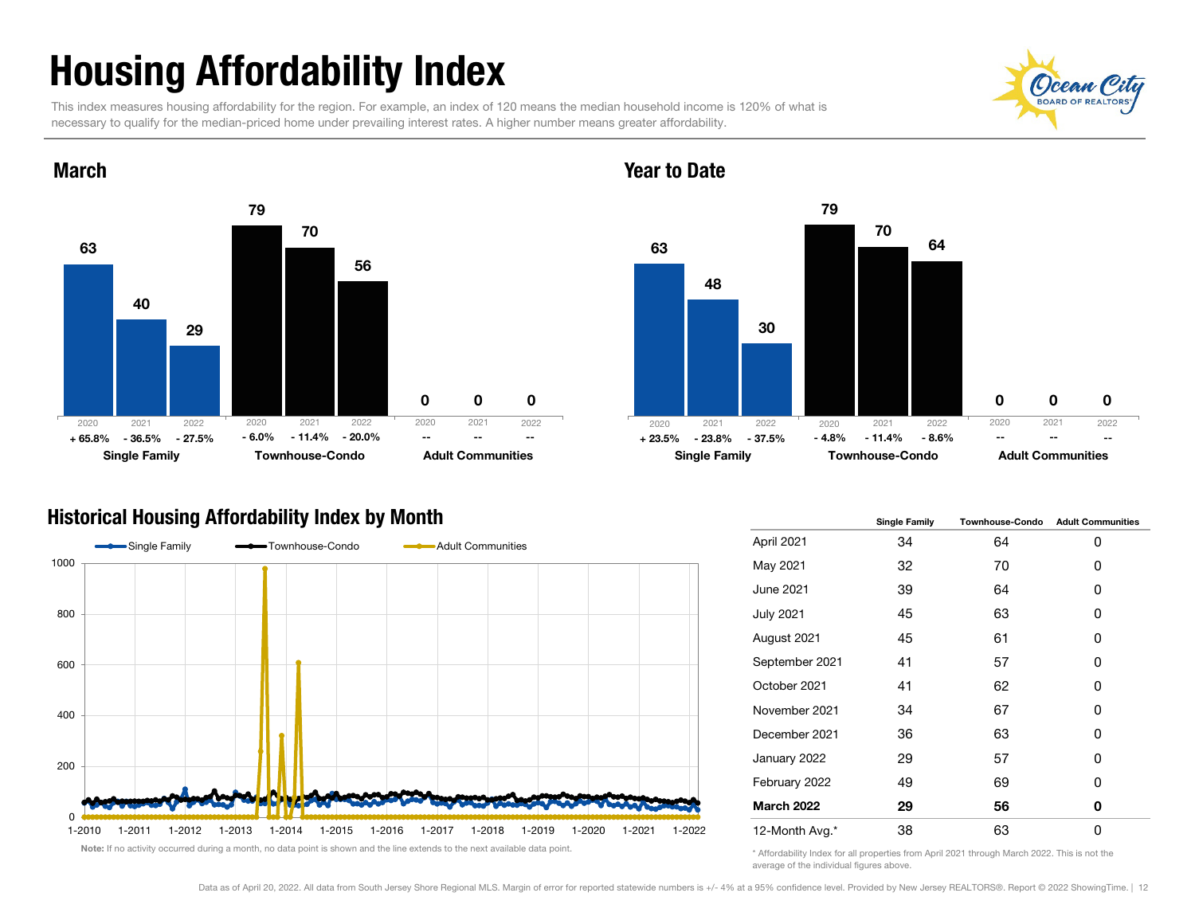# Housing Affordability Index

This index measures housing affordability for the region. For example, an index of 120 means the median household income is 120% of what is necessary to qualify for the median-priced home under prevailing interest rates. A higher number means greater affordability.

## March

| | 2020 | 2021 | 2022 |
|---|---|---|---|
| Single Family | 63 (+ 65.8%) | 40 (- 36.5%) | 29 (- 27.5%) |
| Townhouse-Condo | 79 (- 6.0%) | 70 (- 11.4%) | 56 (- 20.0%) |
| Adult Communities | 0 (--) | 0 (--) | 0 (--) |

## Year to Date

| | 2020 | 2021 | 2022 |
|---|---|---|---|
| Single Family | 63 (+ 23.5%) | 48 (- 23.8%) | 30 (- 37.5%) |
| Townhouse-Condo | 79 (- 4.8%) | 70 (- 11.4%) | 64 (- 8.6%) |
| Adult Communities | 0 (--) | 0 (--) | 0 (--) |

## Historical Housing Affordability Index by Month

Single Family / Townhouse-Condo / Adult Communities

**Note:** If no activity occurred during a month, no data point is shown and the line extends to the next available data point.

| | Single Family | Townhouse-Condo | Adult Communities |
|---|---|---|---|
| April 2021 | 34 | 64 | 0 |
| May 2021 | 32 | 70 | 0 |
| June 2021 | 39 | 64 | 0 |
| July 2021 | 45 | 63 | 0 |
| August 2021 | 45 | 61 | 0 |
| September 2021 | 41 | 57 | 0 |
| October 2021 | 41 | 62 | 0 |
| November 2021 | 34 | 67 | 0 |
| December 2021 | 36 | 63 | 0 |
| January 2022 | 29 | 57 | 0 |
| February 2022 | 49 | 69 | 0 |
| **March 2022** | **29** | **56** | **0** |
| 12-Month Avg.* | 38 | 63 | 0 |

* Affordability Index for all properties from April 2021 through March 2022. This is not the average of the individual figures above.

Data as of April 20, 2022. All data from South Jersey Shore Regional MLS. Margin of error for reported statewide numbers is +/- 4% at a 95% confidence level. Provided by New Jersey REALTORS®. Report © 2022 ShowingTime.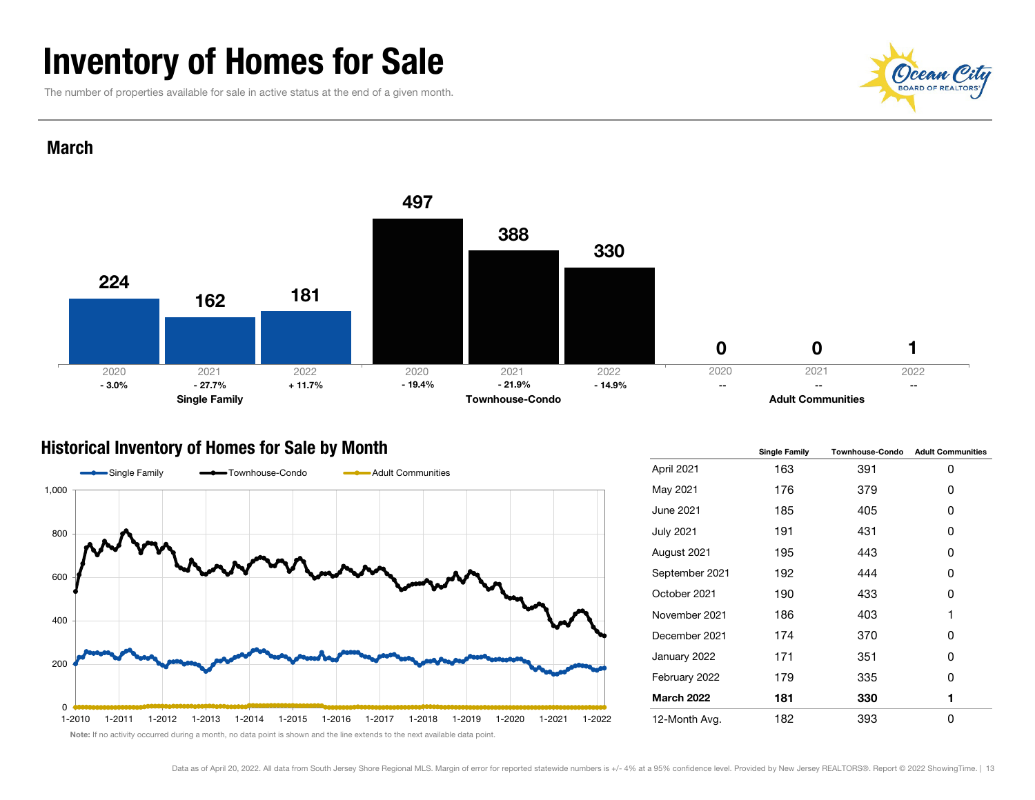# Inventory of Homes for Sale

The number of properties available for sale in active status at the end of a given month.

## March

| | 2020 | 2021 | 2022 |
|---|---|---|---|
| Single Family | 224 (- 3.0%) | 162 (- 27.7%) | 181 (+ 11.7%) |
| Townhouse-Condo | 497 (- 19.4%) | 388 (- 21.9%) | 330 (- 14.9%) |
| Adult Communities | 0 (--) | 0 (--) | 1 (--) |

## Historical Inventory of Homes for Sale by Month

Single Family / Townhouse-Condo / Adult Communities

**Note:** If no activity occurred during a month, no data point is shown and the line extends to the next available data point.

| | Single Family | Townhouse-Condo | Adult Communities |
|---|---|---|---|
| April 2021 | 163 | 391 | 0 |
| May 2021 | 176 | 379 | 0 |
| June 2021 | 185 | 405 | 0 |
| July 2021 | 191 | 431 | 0 |
| August 2021 | 195 | 443 | 0 |
| September 2021 | 192 | 444 | 0 |
| October 2021 | 190 | 433 | 0 |
| November 2021 | 186 | 403 | 1 |
| December 2021 | 174 | 370 | 0 |
| January 2022 | 171 | 351 | 0 |
| February 2022 | 179 | 335 | 0 |
| **March 2022** | **181** | **330** | **1** |
| 12-Month Avg. | 182 | 393 | 0 |

Data as of April 20, 2022. All data from South Jersey Shore Regional MLS. Margin of error for reported statewide numbers is +/- 4% at a 95% confidence level. Provided by New Jersey REALTORS®. Report © 2022 ShowingTime.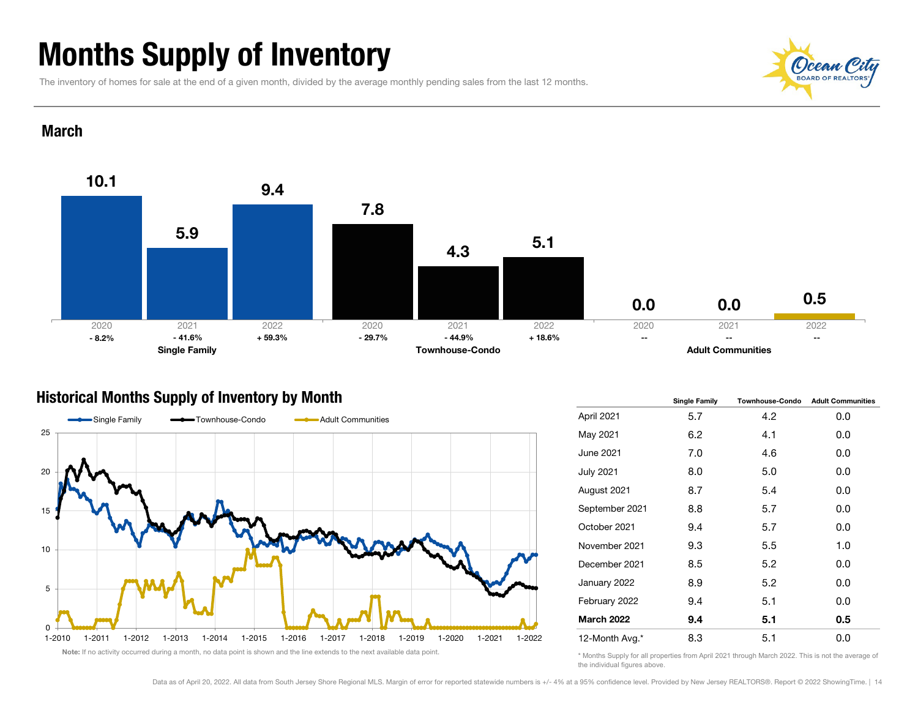# Months Supply of Inventory

The inventory of homes for sale at the end of a given month, divided by the average monthly pending sales from the last 12 months.

## March

| | Single Family | | | Townhouse-Condo | | | Adult Communities | | |
|---|---|---|---|---|---|---|---|---|---|
| Year | 2020 | 2021 | 2022 | 2020 | 2021 | 2022 | 2020 | 2021 | 2022 |
| Months Supply | 10.1 | 5.9 | 9.4 | 7.8 | 4.3 | 5.1 | 0.0 | 0.0 | 0.5 |
| Change | - 8.2% | - 41.6% | + 59.3% | - 29.7% | - 44.9% | + 18.6% | -- | -- | -- |

## Historical Months Supply of Inventory by Month

Note: If no activity occurred during a month, no data point is shown and the line extends to the next available data point.

| | Single Family | Townhouse-Condo | Adult Communities |
|---|---|---|---|
| April 2021 | 5.7 | 4.2 | 0.0 |
| May 2021 | 6.2 | 4.1 | 0.0 |
| June 2021 | 7.0 | 4.6 | 0.0 |
| July 2021 | 8.0 | 5.0 | 0.0 |
| August 2021 | 8.7 | 5.4 | 0.0 |
| September 2021 | 8.8 | 5.7 | 0.0 |
| October 2021 | 9.4 | 5.7 | 0.0 |
| November 2021 | 9.3 | 5.5 | 1.0 |
| December 2021 | 8.5 | 5.2 | 0.0 |
| January 2022 | 8.9 | 5.2 | 0.0 |
| February 2022 | 9.4 | 5.1 | 0.0 |
| **March 2022** | **9.4** | **5.1** | **0.5** |
| 12-Month Avg.* | 8.3 | 5.1 | 0.0 |

\* Months Supply for all properties from April 2021 through March 2022. This is not the average of the individual figures above.

Data as of April 20, 2022. All data from South Jersey Shore Regional MLS. Margin of error for reported statewide numbers is +/- 4% at a 95% confidence level. Provided by New Jersey REALTORS®. Report © 2022 ShowingTime.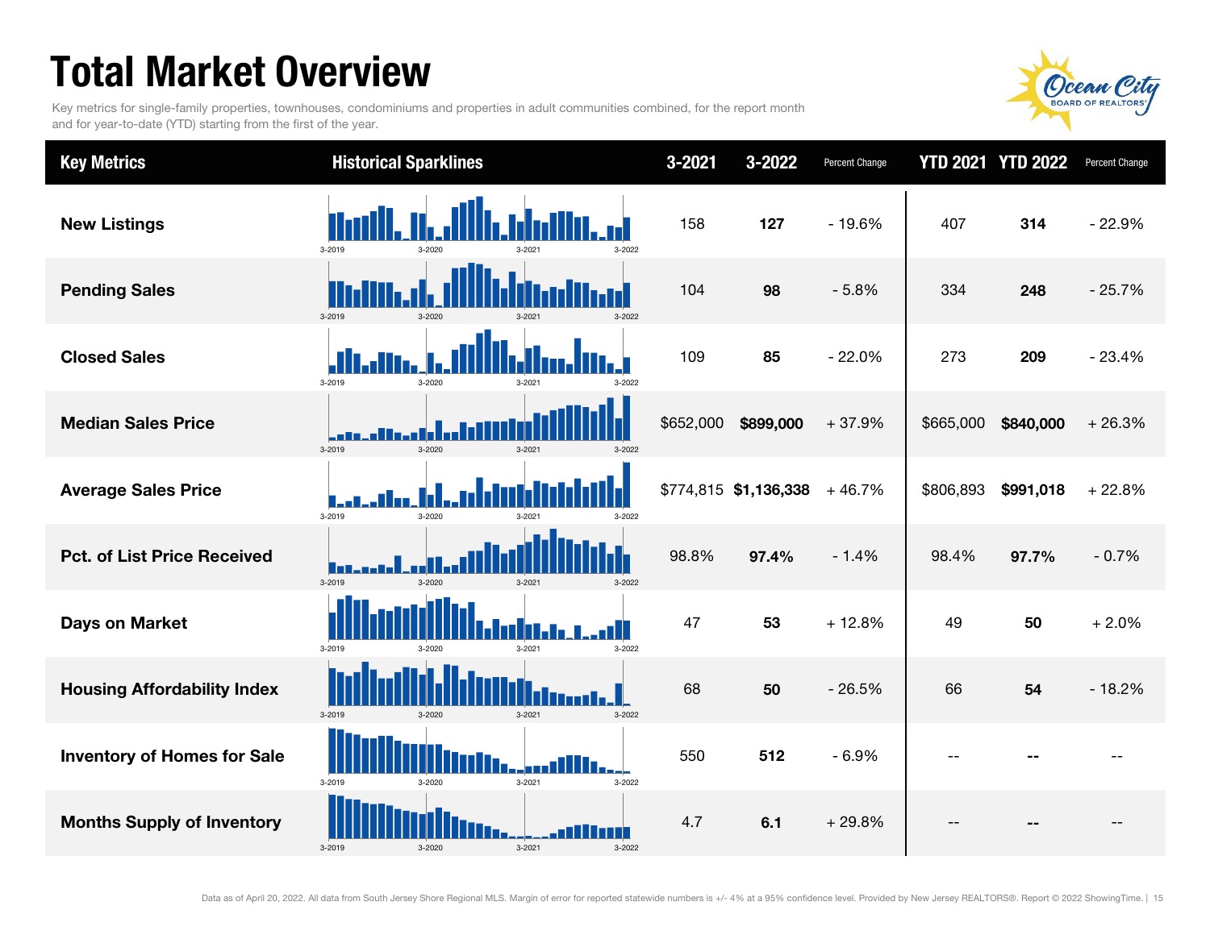# Total Market Overview

Key metrics for single-family properties, townhouses, condominiums and properties in adult communities combined, for the report month and for year-to-date (YTD) starting from the first of the year.

| Key Metrics | Historical Sparklines | 3-2021 | 3-2022 | Percent Change | YTD 2021 | YTD 2022 | Percent Change |
|---|---|---|---|---|---|---|---|
| New Listings | 3-2019 3-2020 3-2021 3-2022 | 158 | **127** | - 19.6% | 407 | **314** | - 22.9% |
| Pending Sales | 3-2019 3-2020 3-2021 3-2022 | 104 | **98** | - 5.8% | 334 | **248** | - 25.7% |
| Closed Sales | 3-2019 3-2020 3-2021 3-2022 | 109 | **85** | - 22.0% | 273 | **209** | - 23.4% |
| Median Sales Price | 3-2019 3-2020 3-2021 3-2022 | $652,000 | **$899,000** | + 37.9% | $665,000 | **$840,000** | + 26.3% |
| Average Sales Price | 3-2019 3-2020 3-2021 3-2022 | $774,815 | **$1,136,338** | + 46.7% | $806,893 | **$991,018** | + 22.8% |
| Pct. of List Price Received | 3-2019 3-2020 3-2021 3-2022 | 98.8% | **97.4%** | - 1.4% | 98.4% | **97.7%** | - 0.7% |
| Days on Market | 3-2019 3-2020 3-2021 3-2022 | 47 | **53** | + 12.8% | 49 | **50** | + 2.0% |
| Housing Affordability Index | 3-2019 3-2020 3-2021 3-2022 | 68 | **50** | - 26.5% | 66 | **54** | - 18.2% |
| Inventory of Homes for Sale | 3-2019 3-2020 3-2021 3-2022 | 550 | **512** | - 6.9% | -- | **--** | -- |
| Months Supply of Inventory | 3-2019 3-2020 3-2021 3-2022 | 4.7 | **6.1** | + 29.8% | -- | **--** | -- |

Data as of April 20, 2022. All data from South Jersey Shore Regional MLS. Margin of error for reported statewide numbers is +/- 4% at a 95% confidence level. Provided by New Jersey REALTORS®. Report © 2022 ShowingTime.